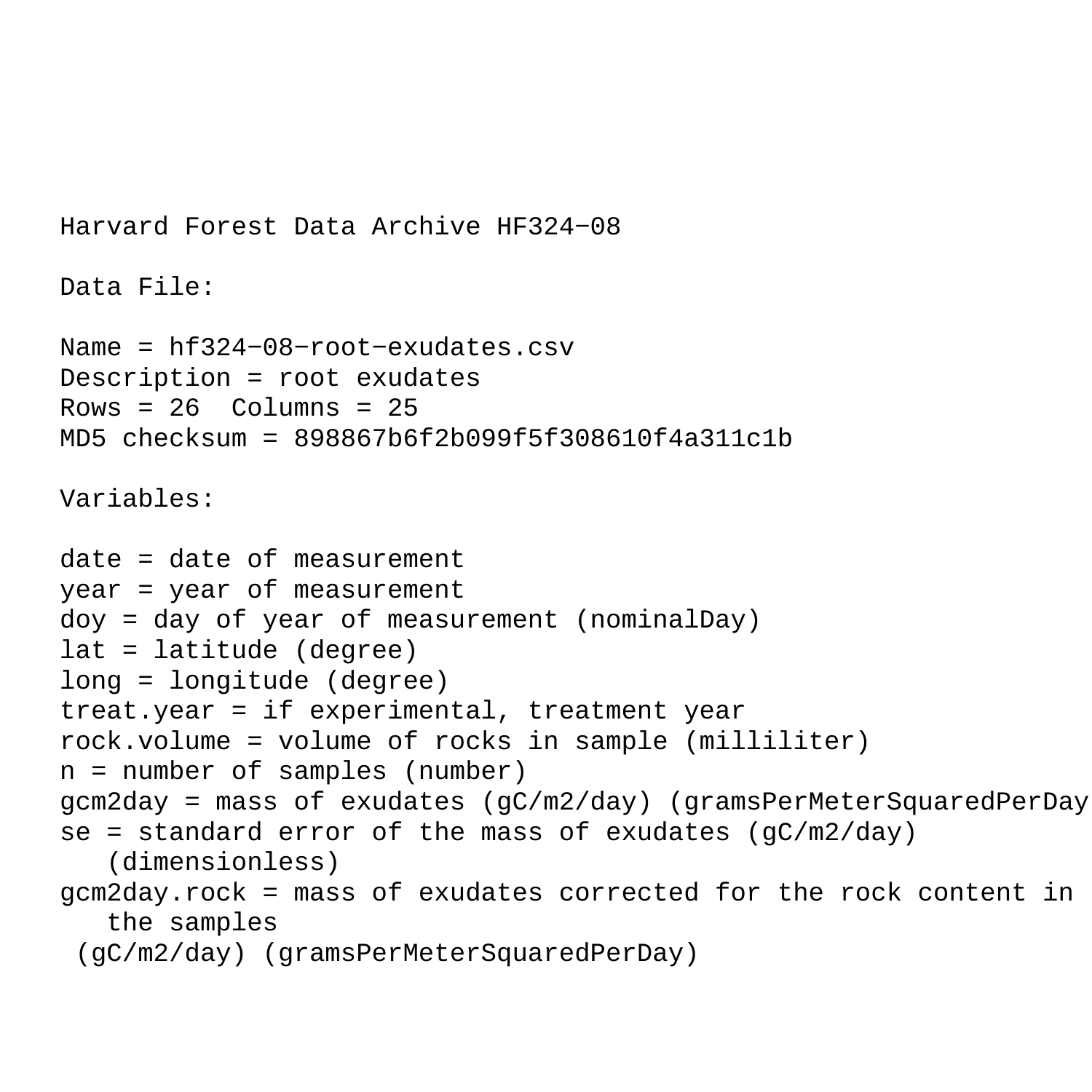Harvard Forest Data Archive HF324-08

Data File:

Name = hf324-08-root-exudates.csv
Description = root exudates
Rows = 26 Columns = 25
MD5 checksum = 898867b6f2b099f5f308610f4a311c1b

Variables:

date = date of measurement
year = year of measurement
doy = day of year of measurement (nominalDay)
lat = latitude (degree)
long = longitude (degree)
treat.year = if experimental, treatment year
rock.volume = volume of rocks in sample (milliliter)
n = number of samples (number)
gcm2day = mass of exudates (gC/m2/day) (gramsPerMeterSquaredPerDay
se = standard error of the mass of exudates (gC/m2/day)
(dimensionless)
gcm2day.rock = mass of exudates corrected for the rock content in
the samples
(gC/m2/day) (gramsPerMeterSquaredPerDay)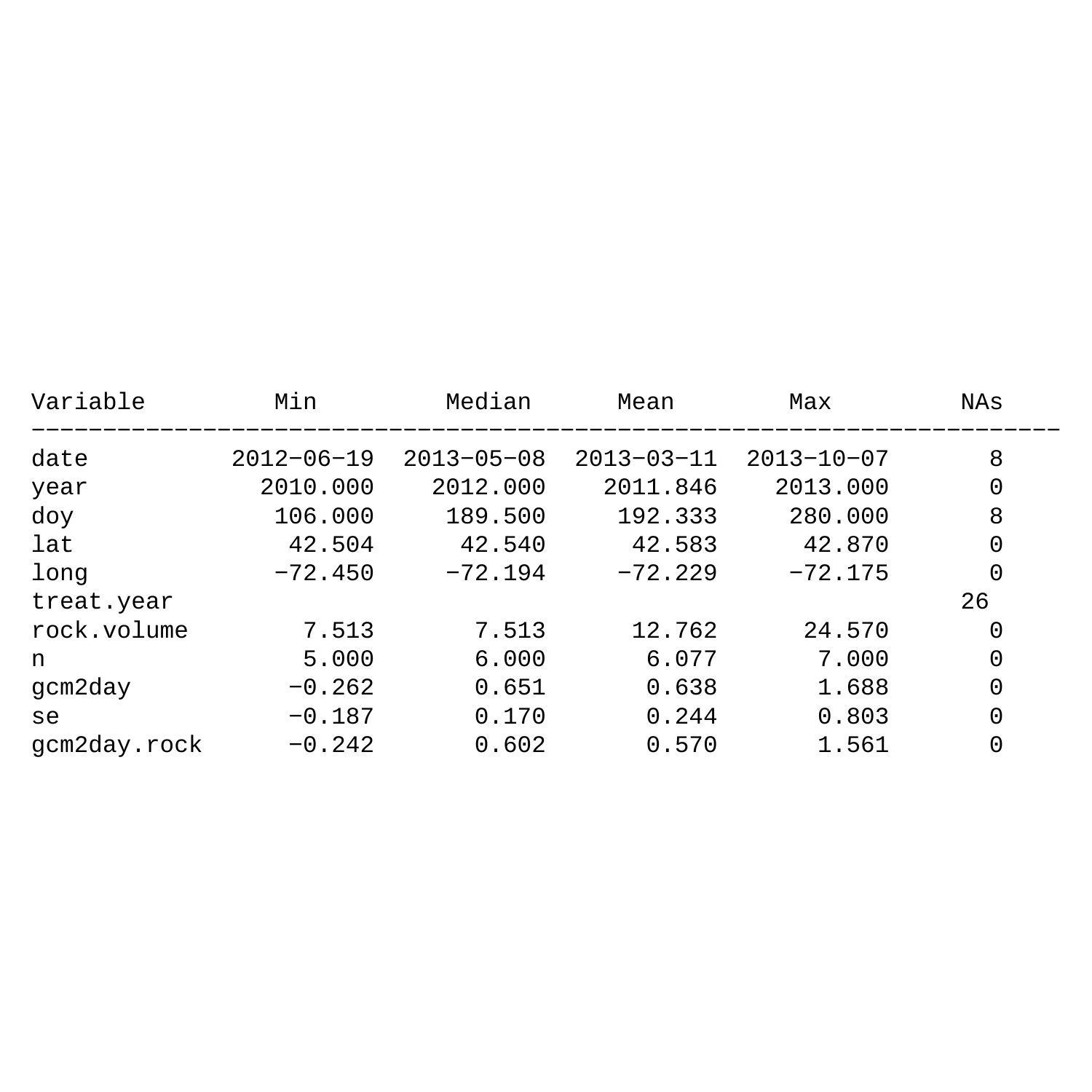| Variable | Min | Median | Mean | Max | NAs |
|---|---|---|---|---|---|
| date | 2012−06−19 | 2013−05−08 | 2013−03−11 | 2013−10−07 | 8 |
| year | 2010.000 | 2012.000 | 2011.846 | 2013.000 | 0 |
| doy | 106.000 | 189.500 | 192.333 | 280.000 | 8 |
| lat | 42.504 | 42.540 | 42.583 | 42.870 | 0 |
| long | −72.450 | −72.194 | −72.229 | −72.175 | 0 |
| treat.year | | | | | 26 |
| rock.volume | 7.513 | 7.513 | 12.762 | 24.570 | 0 |
| n | 5.000 | 6.000 | 6.077 | 7.000 | 0 |
| gcm2day | −0.262 | 0.651 | 0.638 | 1.688 | 0 |
| se | −0.187 | 0.170 | 0.244 | 0.803 | 0 |
| gcm2day.rock | −0.242 | 0.602 | 0.570 | 1.561 | 0 |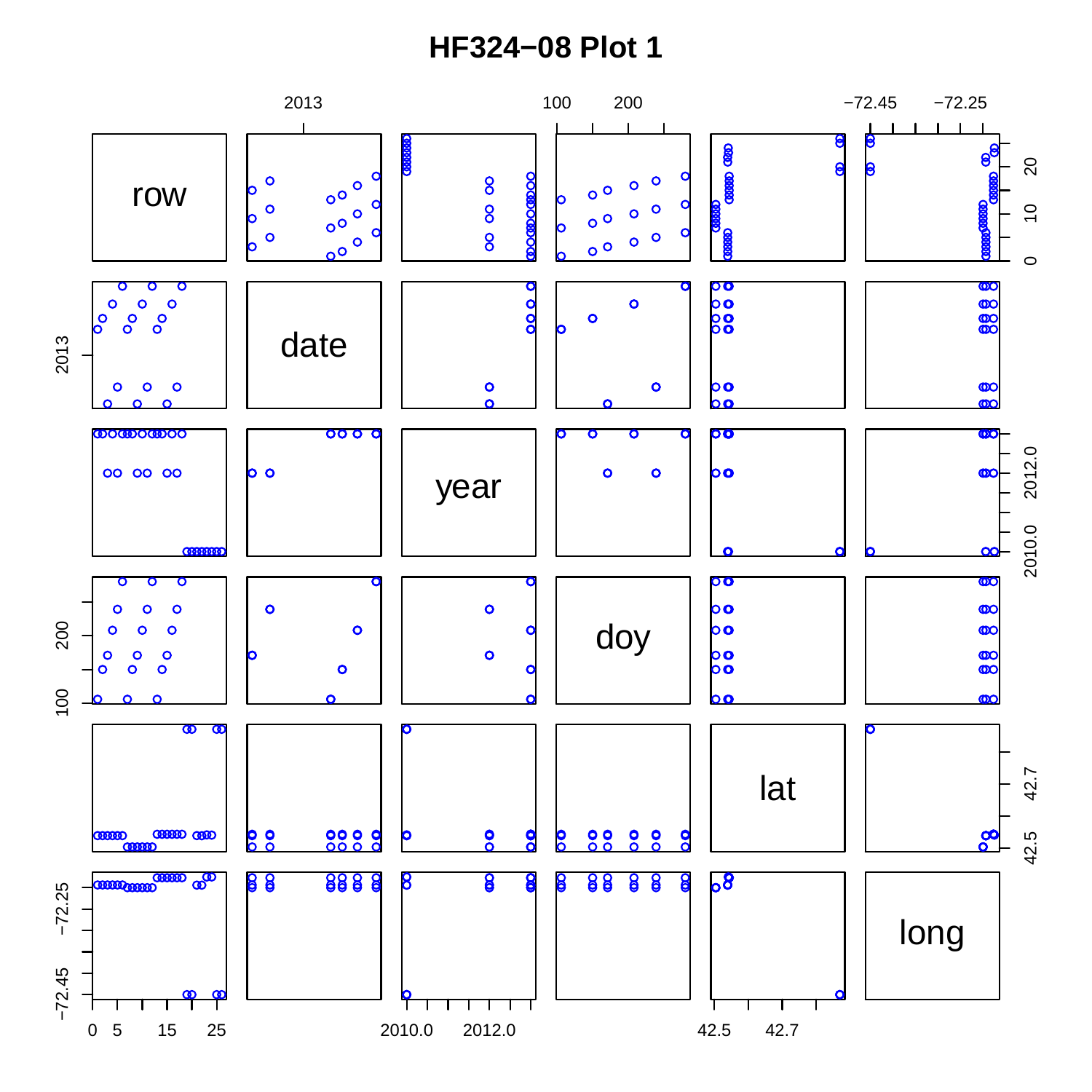# HF324−08 Plot 1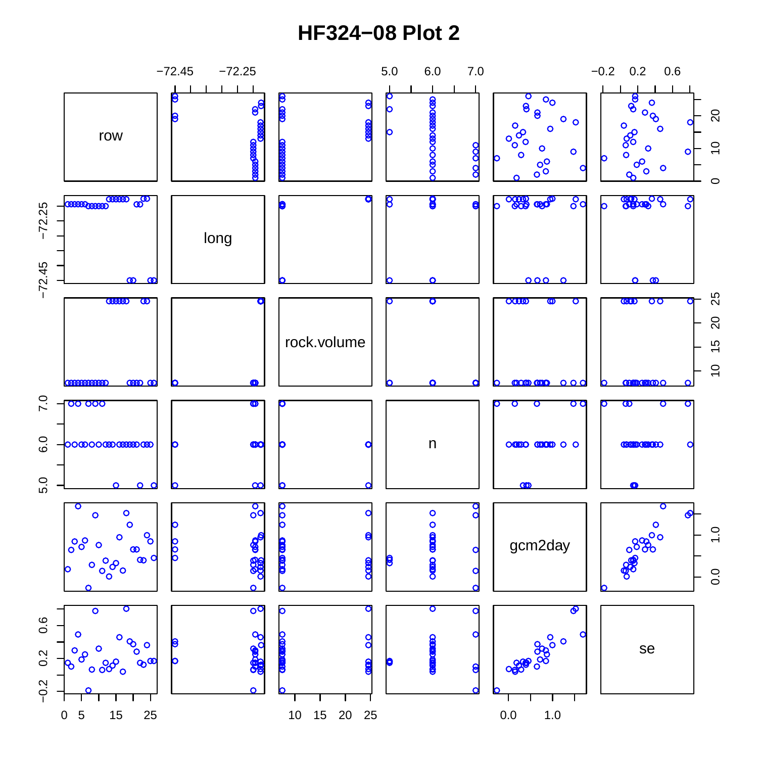# HF324−08 Plot 2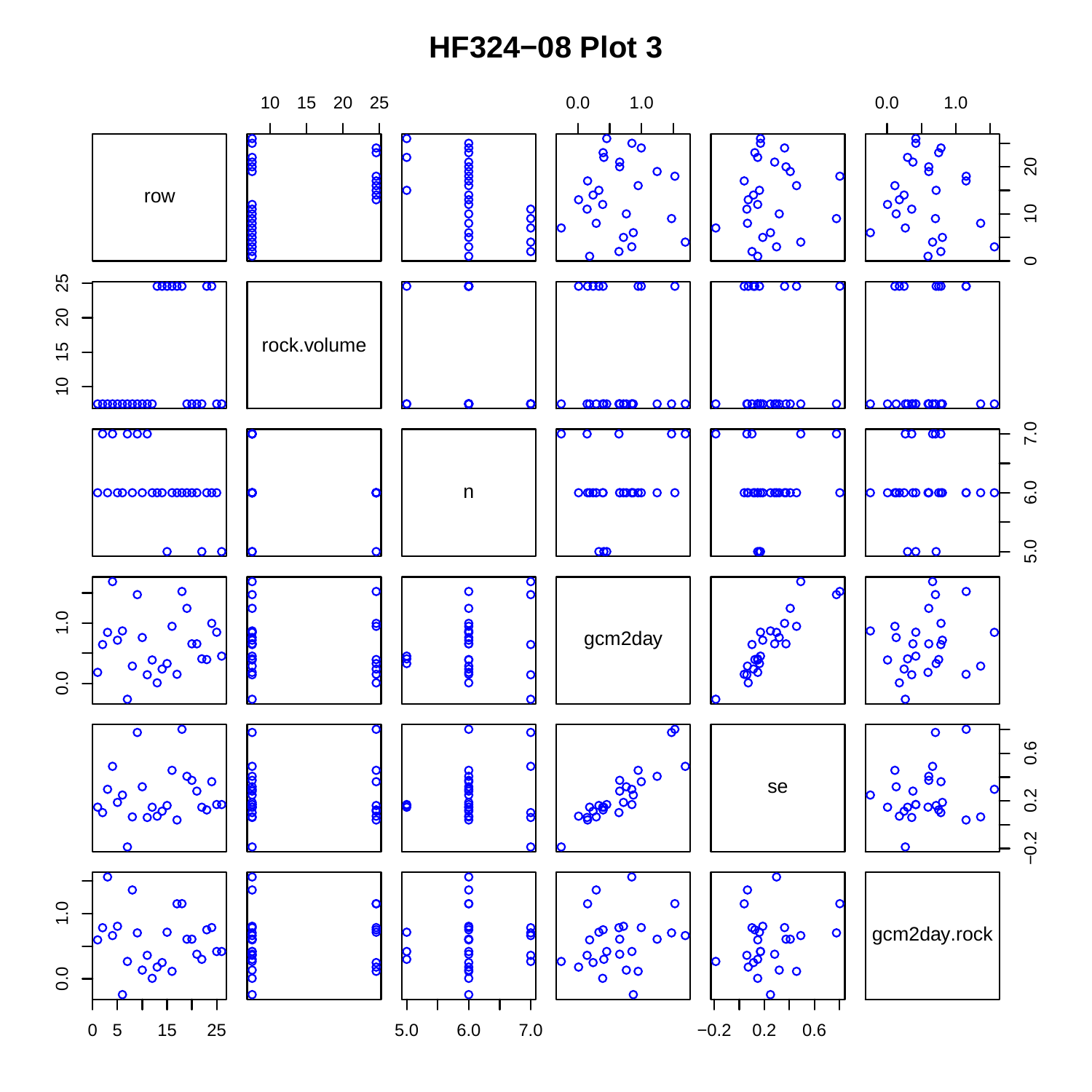# HF324−08 Plot 3

row

rock.volume

n

gcm2day

se

gcm2day.rock

10 15 20 25

0.0 1.0

0.0 1.0

0 10 20

25 20 15 10

7.0 6.0 5.0

1.0 0.0

0.6 0.2 −0.2

1.0 0.0

0 5 15 25

5.0 6.0 7.0

−0.2 0.2 0.6